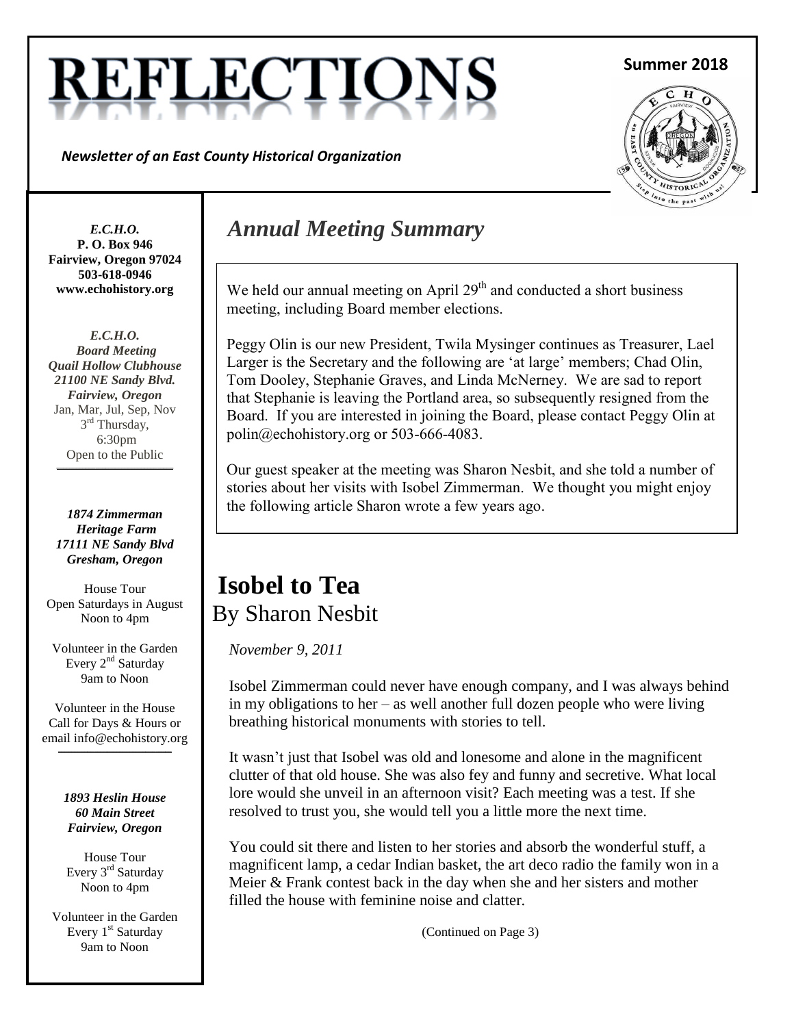# REFLECTIONS

**Summer 2018**

*Newsletter of an East County Historical Organization*

***E.C.H.O.***
**P. O. Box 946**
**Fairview, Oregon 97024**
**503-618-0946**
**www.echohistory.org**

***E.C.H.O.***
***Board Meeting***
***Quail Hollow Clubhouse***
***21100 NE Sandy Blvd.***
***Fairview, Oregon***
Jan, Mar, Jul, Sep, Nov
3rd Thursday,
6:30pm
Open to the Public

***1874 Zimmerman Heritage Farm***
***17111 NE Sandy Blvd***
***Gresham, Oregon***

House Tour
Open Saturdays in August
Noon to 4pm

Volunteer in the Garden
Every 2nd Saturday
9am to Noon

Volunteer in the House
Call for Days & Hours or
email info@echohistory.org

***1893 Heslin House***
***60 Main Street***
***Fairview, Oregon***

House Tour
Every 3rd Saturday
Noon to 4pm

Volunteer in the Garden
Every 1st Saturday
9am to Noon

## *Annual Meeting Summary*

We held our annual meeting on April 29th and conducted a short business meeting, including Board member elections.

Peggy Olin is our new President, Twila Mysinger continues as Treasurer, Lael Larger is the Secretary and the following are 'at large' members; Chad Olin, Tom Dooley, Stephanie Graves, and Linda McNerney. We are sad to report that Stephanie is leaving the Portland area, so subsequently resigned from the Board. If you are interested in joining the Board, please contact Peggy Olin at polin@echohistory.org or 503-666-4083.

Our guest speaker at the meeting was Sharon Nesbit, and she told a number of stories about her visits with Isobel Zimmerman. We thought you might enjoy the following article Sharon wrote a few years ago.

## Isobel to Tea

By Sharon Nesbit

*November 9, 2011*

Isobel Zimmerman could never have enough company, and I was always behind in my obligations to her – as well another full dozen people who were living breathing historical monuments with stories to tell.

It wasn't just that Isobel was old and lonesome and alone in the magnificent clutter of that old house. She was also fey and funny and secretive. What local lore would she unveil in an afternoon visit? Each meeting was a test. If she resolved to trust you, she would tell you a little more the next time.

You could sit there and listen to her stories and absorb the wonderful stuff, a magnificent lamp, a cedar Indian basket, the art deco radio the family won in a Meier & Frank contest back in the day when she and her sisters and mother filled the house with feminine noise and clatter.

(Continued on Page 3)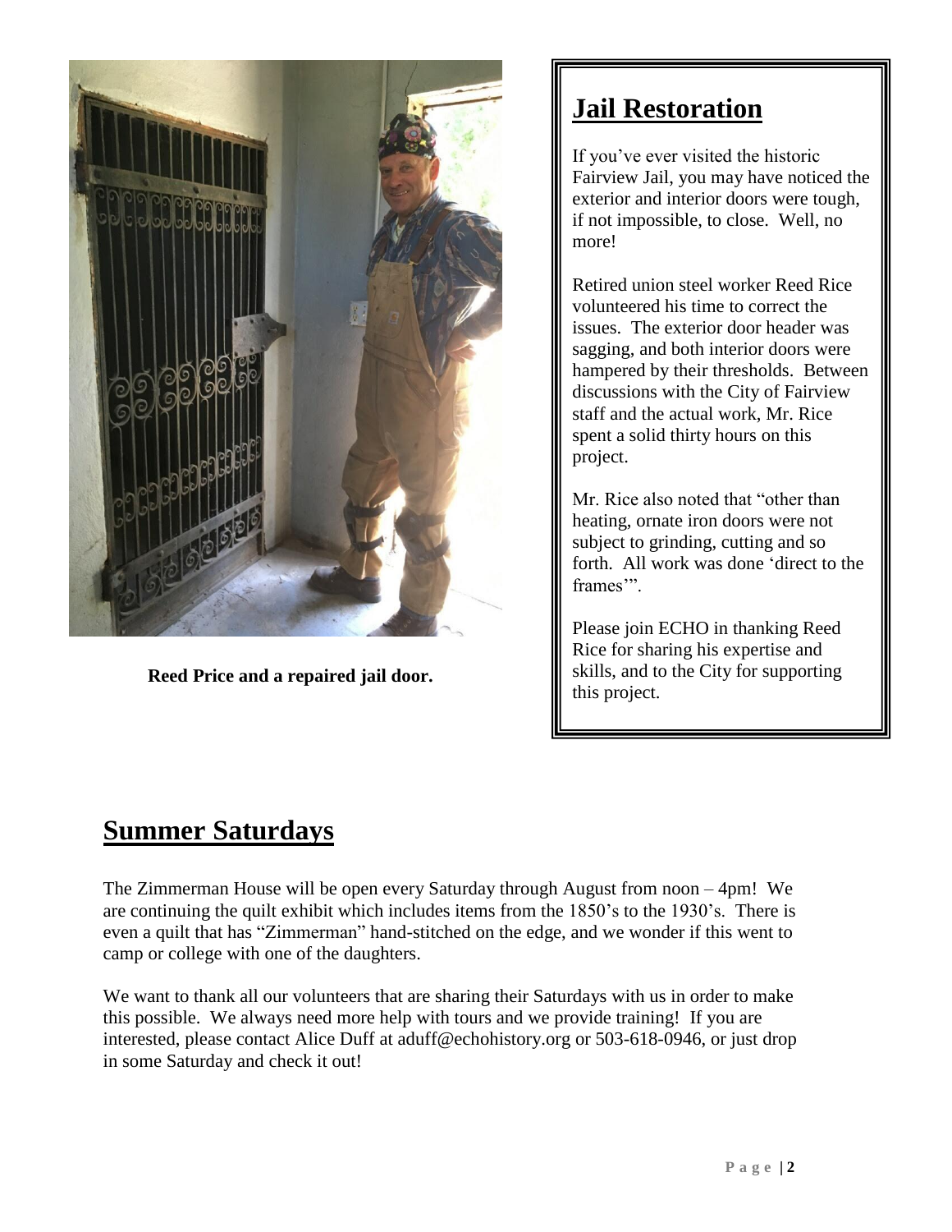Reed Price and a repaired jail door.

## Jail Restoration

If you've ever visited the historic Fairview Jail, you may have noticed the exterior and interior doors were tough, if not impossible, to close. Well, no more!

Retired union steel worker Reed Rice volunteered his time to correct the issues. The exterior door header was sagging, and both interior doors were hampered by their thresholds. Between discussions with the City of Fairview staff and the actual work, Mr. Rice spent a solid thirty hours on this project.

Mr. Rice also noted that "other than heating, ornate iron doors were not subject to grinding, cutting and so forth. All work was done 'direct to the frames'".

Please join ECHO in thanking Reed Rice for sharing his expertise and skills, and to the City for supporting this project.

## Summer Saturdays

The Zimmerman House will be open every Saturday through August from noon – 4pm! We are continuing the quilt exhibit which includes items from the 1850's to the 1930's. There is even a quilt that has "Zimmerman" hand-stitched on the edge, and we wonder if this went to camp or college with one of the daughters.

We want to thank all our volunteers that are sharing their Saturdays with us in order to make this possible. We always need more help with tours and we provide training! If you are interested, please contact Alice Duff at aduff@echohistory.org or 503-618-0946, or just drop in some Saturday and check it out!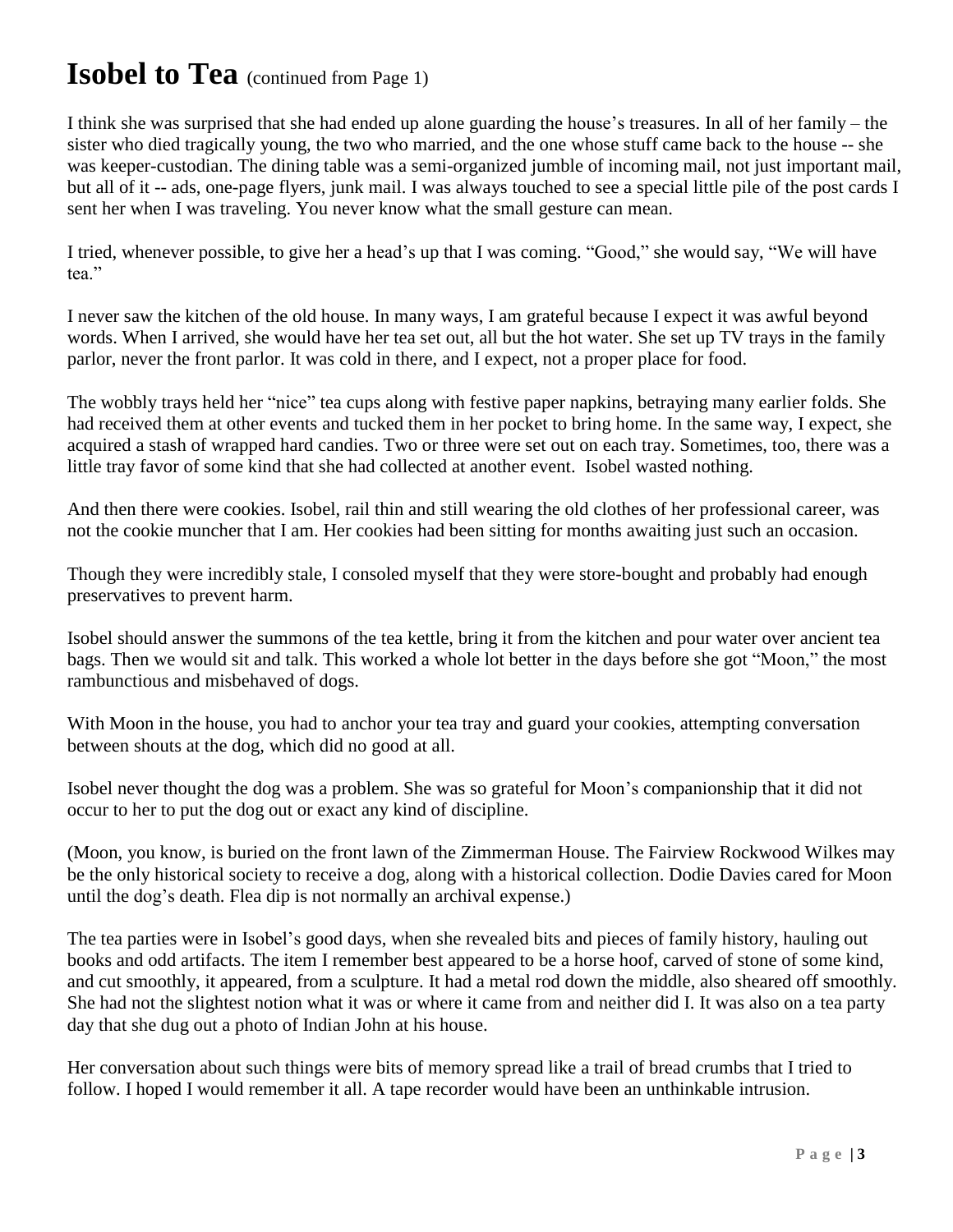# Isobel to Tea (continued from Page 1)

I think she was surprised that she had ended up alone guarding the house's treasures. In all of her family – the sister who died tragically young, the two who married, and the one whose stuff came back to the house -- she was keeper-custodian. The dining table was a semi-organized jumble of incoming mail, not just important mail, but all of it -- ads, one-page flyers, junk mail. I was always touched to see a special little pile of the post cards I sent her when I was traveling. You never know what the small gesture can mean.

I tried, whenever possible, to give her a head's up that I was coming. "Good," she would say, "We will have tea."

I never saw the kitchen of the old house. In many ways, I am grateful because I expect it was awful beyond words. When I arrived, she would have her tea set out, all but the hot water. She set up TV trays in the family parlor, never the front parlor. It was cold in there, and I expect, not a proper place for food.

The wobbly trays held her "nice" tea cups along with festive paper napkins, betraying many earlier folds. She had received them at other events and tucked them in her pocket to bring home. In the same way, I expect, she acquired a stash of wrapped hard candies. Two or three were set out on each tray. Sometimes, too, there was a little tray favor of some kind that she had collected at another event. Isobel wasted nothing.

And then there were cookies. Isobel, rail thin and still wearing the old clothes of her professional career, was not the cookie muncher that I am. Her cookies had been sitting for months awaiting just such an occasion.

Though they were incredibly stale, I consoled myself that they were store-bought and probably had enough preservatives to prevent harm.

Isobel should answer the summons of the tea kettle, bring it from the kitchen and pour water over ancient tea bags. Then we would sit and talk. This worked a whole lot better in the days before she got "Moon," the most rambunctious and misbehaved of dogs.

With Moon in the house, you had to anchor your tea tray and guard your cookies, attempting conversation between shouts at the dog, which did no good at all.

Isobel never thought the dog was a problem. She was so grateful for Moon's companionship that it did not occur to her to put the dog out or exact any kind of discipline.

(Moon, you know, is buried on the front lawn of the Zimmerman House. The Fairview Rockwood Wilkes may be the only historical society to receive a dog, along with a historical collection. Dodie Davies cared for Moon until the dog's death. Flea dip is not normally an archival expense.)

The tea parties were in Isobel's good days, when she revealed bits and pieces of family history, hauling out books and odd artifacts. The item I remember best appeared to be a horse hoof, carved of stone of some kind, and cut smoothly, it appeared, from a sculpture. It had a metal rod down the middle, also sheared off smoothly. She had not the slightest notion what it was or where it came from and neither did I. It was also on a tea party day that she dug out a photo of Indian John at his house.

Her conversation about such things were bits of memory spread like a trail of bread crumbs that I tried to follow. I hoped I would remember it all. A tape recorder would have been an unthinkable intrusion.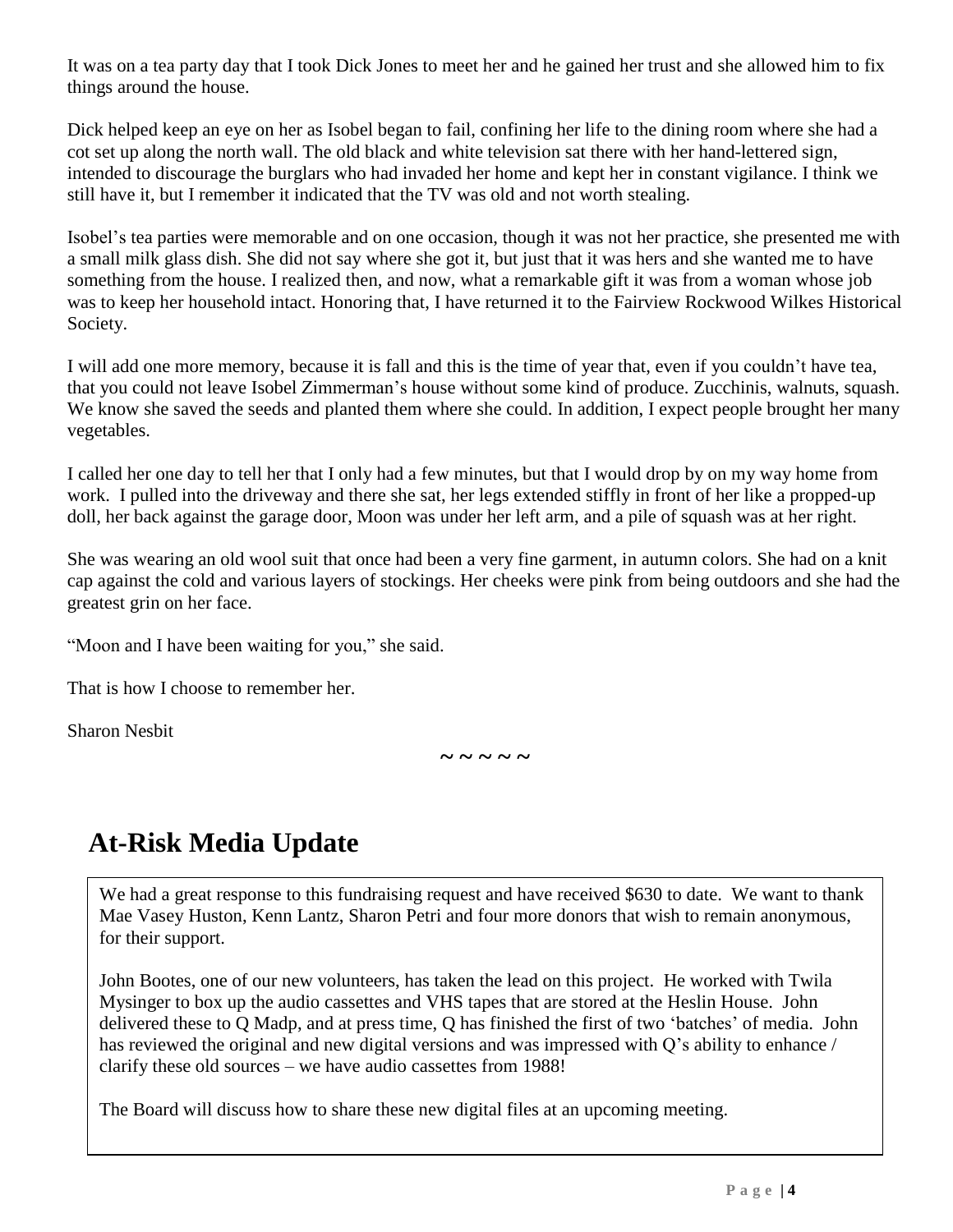It was on a tea party day that I took Dick Jones to meet her and he gained her trust and she allowed him to fix things around the house.

Dick helped keep an eye on her as Isobel began to fail, confining her life to the dining room where she had a cot set up along the north wall. The old black and white television sat there with her hand-lettered sign, intended to discourage the burglars who had invaded her home and kept her in constant vigilance. I think we still have it, but I remember it indicated that the TV was old and not worth stealing.

Isobel's tea parties were memorable and on one occasion, though it was not her practice, she presented me with a small milk glass dish. She did not say where she got it, but just that it was hers and she wanted me to have something from the house. I realized then, and now, what a remarkable gift it was from a woman whose job was to keep her household intact. Honoring that, I have returned it to the Fairview Rockwood Wilkes Historical Society.

I will add one more memory, because it is fall and this is the time of year that, even if you couldn't have tea, that you could not leave Isobel Zimmerman's house without some kind of produce. Zucchinis, walnuts, squash. We know she saved the seeds and planted them where she could. In addition, I expect people brought her many vegetables.

I called her one day to tell her that I only had a few minutes, but that I would drop by on my way home from work. I pulled into the driveway and there she sat, her legs extended stiffly in front of her like a propped-up doll, her back against the garage door, Moon was under her left arm, and a pile of squash was at her right.

She was wearing an old wool suit that once had been a very fine garment, in autumn colors. She had on a knit cap against the cold and various layers of stockings. Her cheeks were pink from being outdoors and she had the greatest grin on her face.

"Moon and I have been waiting for you," she said.

That is how I choose to remember her.

Sharon Nesbit

~ ~ ~ ~ ~

## At-Risk Media Update

We had a great response to this fundraising request and have received $630 to date. We want to thank Mae Vasey Huston, Kenn Lantz, Sharon Petri and four more donors that wish to remain anonymous, for their support.

John Bootes, one of our new volunteers, has taken the lead on this project. He worked with Twila Mysinger to box up the audio cassettes and VHS tapes that are stored at the Heslin House. John delivered these to Q Madp, and at press time, Q has finished the first of two 'batches' of media. John has reviewed the original and new digital versions and was impressed with Q's ability to enhance / clarify these old sources – we have audio cassettes from 1988!

The Board will discuss how to share these new digital files at an upcoming meeting.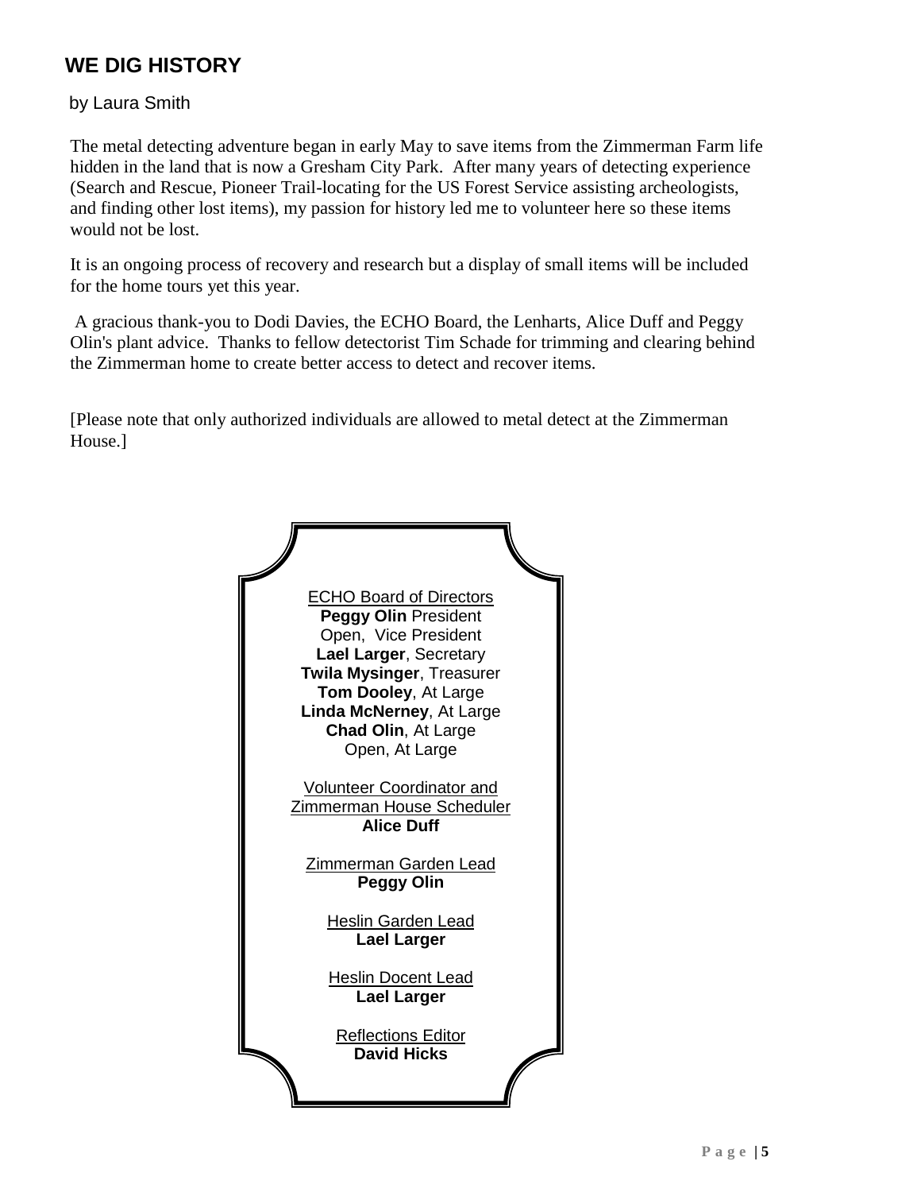## WE DIG HISTORY

by Laura Smith

The metal detecting adventure began in early May to save items from the Zimmerman Farm life hidden in the land that is now a Gresham City Park. After many years of detecting experience (Search and Rescue, Pioneer Trail-locating for the US Forest Service assisting archeologists, and finding other lost items), my passion for history led me to volunteer here so these items would not be lost.

It is an ongoing process of recovery and research but a display of small items will be included for the home tours yet this year.

A gracious thank-you to Dodi Davies, the ECHO Board, the Lenharts, Alice Duff and Peggy Olin's plant advice. Thanks to fellow detectorist Tim Schade for trimming and clearing behind the Zimmerman home to create better access to detect and recover items.

[Please note that only authorized individuals are allowed to metal detect at the Zimmerman House.]

ECHO Board of Directors
**Peggy Olin** President
Open, Vice President
**Lael Larger**, Secretary
**Twila Mysinger**, Treasurer
**Tom Dooley**, At Large
**Linda McNerney**, At Large
**Chad Olin**, At Large
Open, At Large

Volunteer Coordinator and Zimmerman House Scheduler
**Alice Duff**

Zimmerman Garden Lead
**Peggy Olin**

Heslin Garden Lead
**Lael Larger**

Heslin Docent Lead
**Lael Larger**

Reflections Editor
**David Hicks**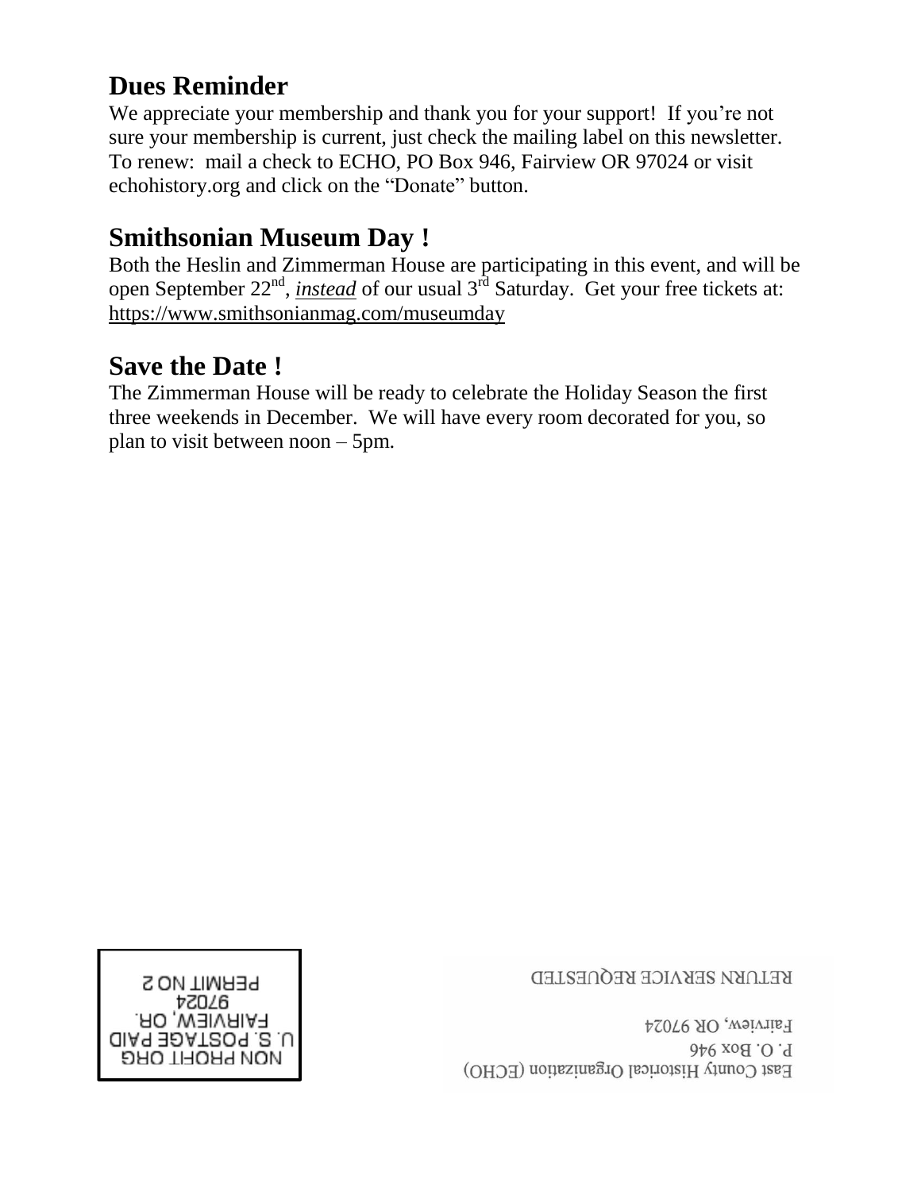## Dues Reminder

We appreciate your membership and thank you for your support! If you're not sure your membership is current, just check the mailing label on this newsletter. To renew: mail a check to ECHO, PO Box 946, Fairview OR 97024 or visit echohistory.org and click on the "Donate" button.

## Smithsonian Museum Day !

Both the Heslin and Zimmerman House are participating in this event, and will be open September 22nd, ***instead*** of our usual 3rd Saturday. Get your free tickets at: https://www.smithsonianmag.com/museumday

## Save the Date !

The Zimmerman House will be ready to celebrate the Holiday Season the first three weekends in December. We will have every room decorated for you, so plan to visit between noon – 5pm.

NON PROFIT ORG
U. S. POSTAGE PAID
FAIRVIEW, OR.
97024
PERMIT NO 2

RETURN SERVICE REQUESTED

East County Historical Organization (ECHO)
P. O. Box 946
Fairview, OR 97024